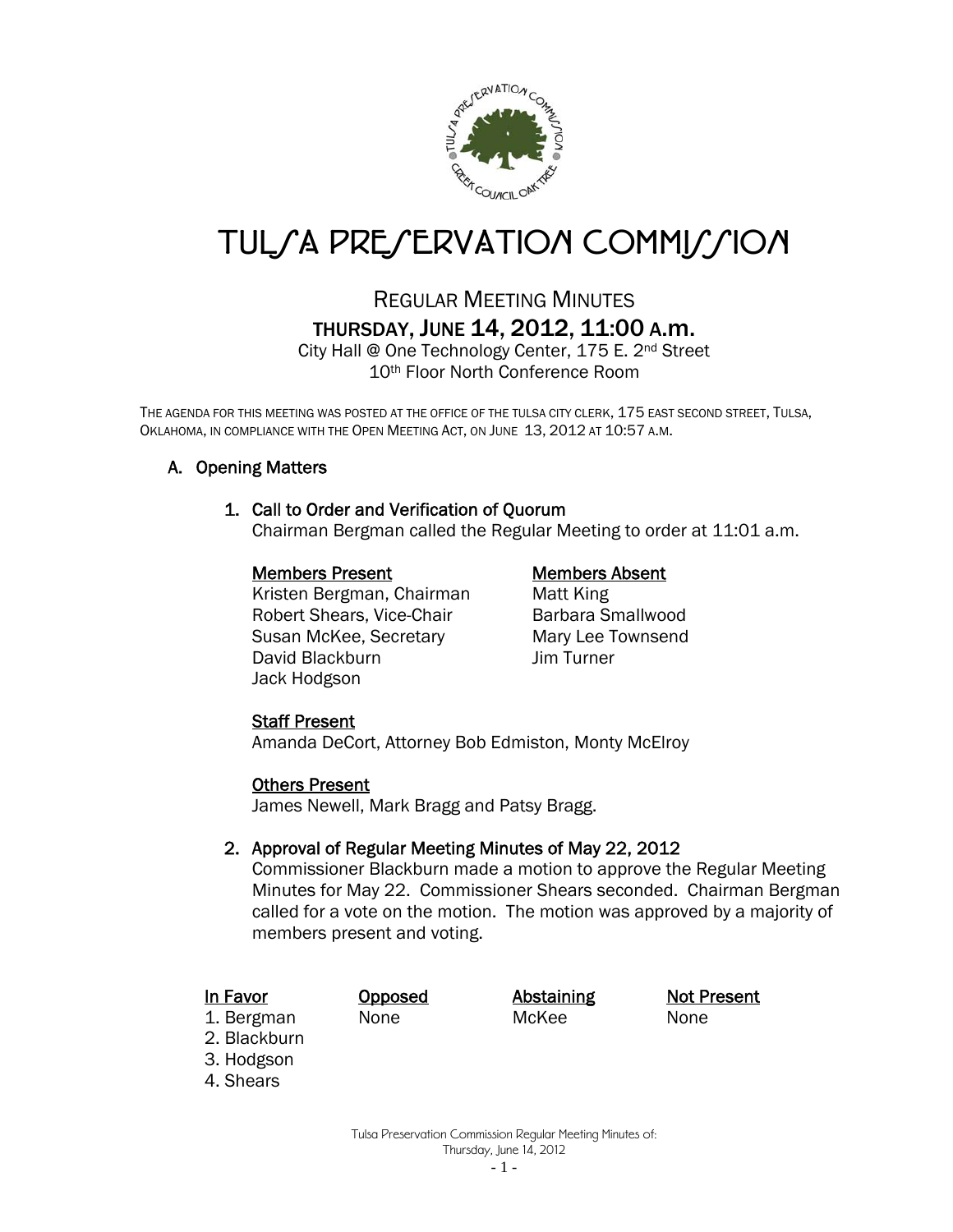# TULSA PRESERVATION COMMISSION

## REGULAR MEETING MINUTES
## THURSDAY, JUNE 14, 2012, 11:00 A.M.

City Hall @ One Technology Center, 175 E. 2nd Street
10th Floor North Conference Room

THE AGENDA FOR THIS MEETING WAS POSTED AT THE OFFICE OF THE TULSA CITY CLERK, 175 EAST SECOND STREET, TULSA, OKLAHOMA, IN COMPLIANCE WITH THE OPEN MEETING ACT, ON JUNE 13, 2012 AT 10:57 A.M.

### A. Opening Matters

**1. Call to Order and Verification of Quorum**

Chairman Bergman called the Regular Meeting to order at 11:01 a.m.

| Members Present | Members Absent |
|---|---|
| Kristen Bergman, Chairman | Matt King |
| Robert Shears, Vice-Chair | Barbara Smallwood |
| Susan McKee, Secretary | Mary Lee Townsend |
| David Blackburn | Jim Turner |
| Jack Hodgson | |

**Staff Present**

Amanda DeCort, Attorney Bob Edmiston, Monty McElroy

**Others Present**

James Newell, Mark Bragg and Patsy Bragg.

**2. Approval of Regular Meeting Minutes of May 22, 2012**

Commissioner Blackburn made a motion to approve the Regular Meeting Minutes for May 22. Commissioner Shears seconded. Chairman Bergman called for a vote on the motion. The motion was approved by a majority of members present and voting.

| In Favor | Opposed | Abstaining | Not Present |
|---|---|---|---|
| 1. Bergman | None | McKee | None |
| 2. Blackburn | | | |
| 3. Hodgson | | | |
| 4. Shears | | | |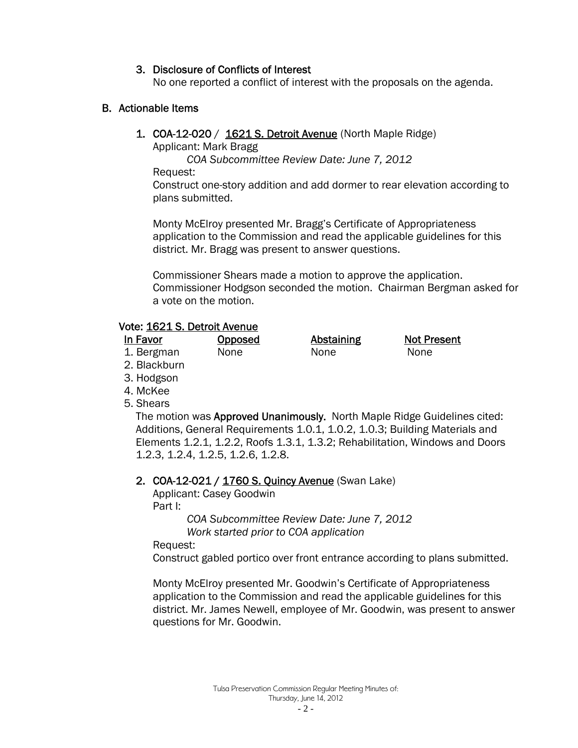3. Disclosure of Conflicts of Interest
   No one reported a conflict of interest with the proposals on the agenda.

## B. Actionable Items

1. **COA-12-020** / **1621 S. Detroit Avenue** (North Maple Ridge)
   Applicant: Mark Bragg
   *COA Subcommittee Review Date: June 7, 2012*
   Request:
   Construct one-story addition and add dormer to rear elevation according to plans submitted.

   Monty McElroy presented Mr. Bragg's Certificate of Appropriateness application to the Commission and read the applicable guidelines for this district. Mr. Bragg was present to answer questions.

   Commissioner Shears made a motion to approve the application. Commissioner Hodgson seconded the motion. Chairman Bergman asked for a vote on the motion.

Vote: 1621 S. Detroit Avenue

| In Favor | Opposed | Abstaining | Not Present |
|---|---|---|---|
| 1. Bergman | None | None | None |
| 2. Blackburn | | | |
| 3. Hodgson | | | |
| 4. McKee | | | |
| 5. Shears | | | |

The motion was **Approved Unanimously.** North Maple Ridge Guidelines cited: Additions, General Requirements 1.0.1, 1.0.2, 1.0.3; Building Materials and Elements 1.2.1, 1.2.2, Roofs 1.3.1, 1.3.2; Rehabilitation, Windows and Doors 1.2.3, 1.2.4, 1.2.5, 1.2.6, 1.2.8.

2. **COA-12-021** / **1760 S. Quincy Avenue** (Swan Lake)
   Applicant: Casey Goodwin
   Part I:
   *COA Subcommittee Review Date: June 7, 2012*
   *Work started prior to COA application*
   Request:
   Construct gabled portico over front entrance according to plans submitted.

   Monty McElroy presented Mr. Goodwin's Certificate of Appropriateness application to the Commission and read the applicable guidelines for this district. Mr. James Newell, employee of Mr. Goodwin, was present to answer questions for Mr. Goodwin.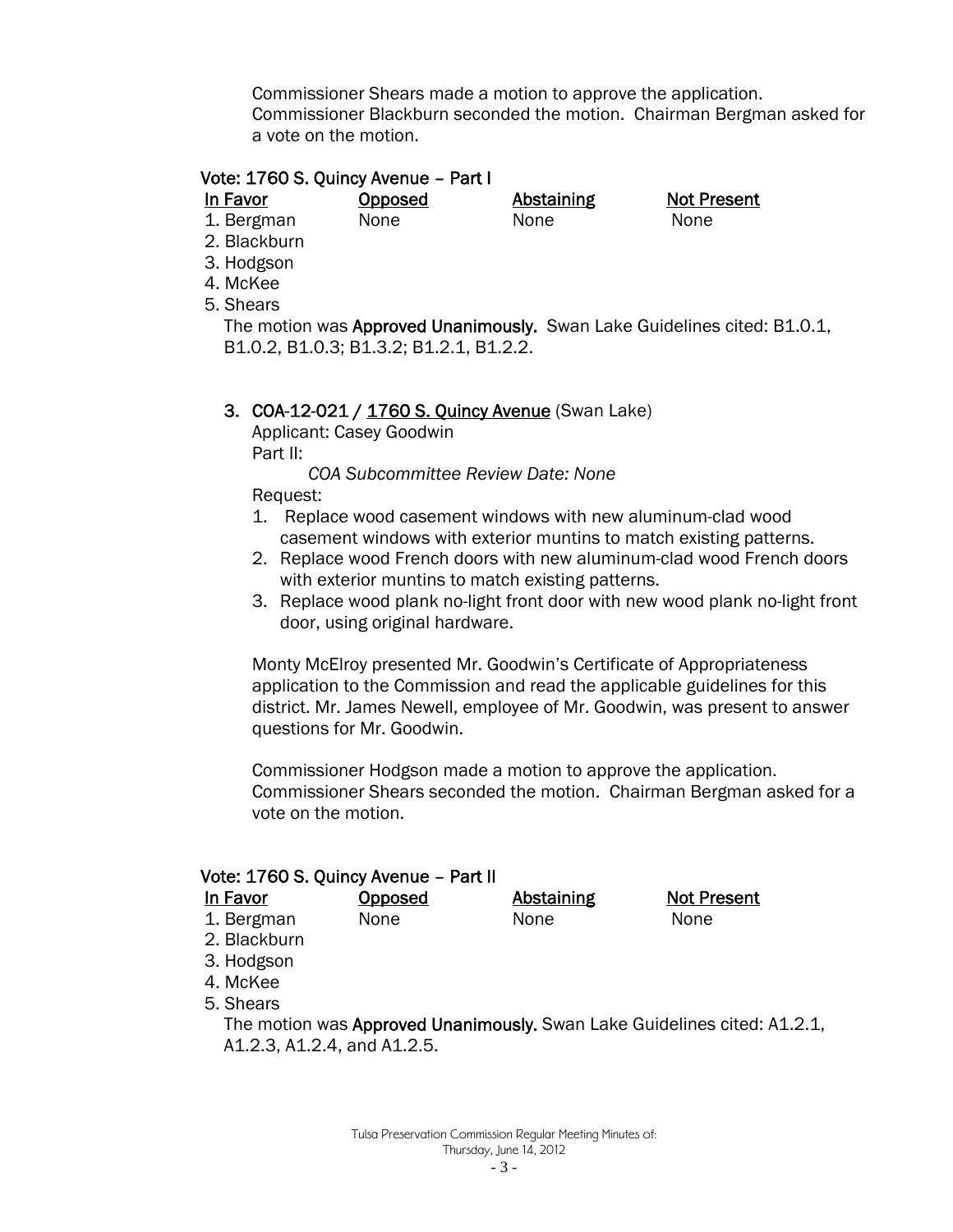Commissioner Shears made a motion to approve the application. Commissioner Blackburn seconded the motion. Chairman Bergman asked for a vote on the motion.

**Vote: 1760 S. Quincy Avenue – Part I**

| In Favor | Opposed | Abstaining | Not Present |
|---|---|---|---|
| 1. Bergman | None | None | None |
| 2. Blackburn | | | |
| 3. Hodgson | | | |
| 4. McKee | | | |
| 5. Shears | | | |

The motion was **Approved Unanimously.** Swan Lake Guidelines cited: B1.0.1, B1.0.2, B1.0.3; B1.3.2; B1.2.1, B1.2.2.

3. **COA-12-021 / 1760 S. Quincy Avenue** (Swan Lake)

   Applicant: Casey Goodwin

   Part II:

   *COA Subcommittee Review Date: None*

   Request:

   1. Replace wood casement windows with new aluminum-clad wood casement windows with exterior muntins to match existing patterns.
   2. Replace wood French doors with new aluminum-clad wood French doors with exterior muntins to match existing patterns.
   3. Replace wood plank no-light front door with new wood plank no-light front door, using original hardware.

   Monty McElroy presented Mr. Goodwin's Certificate of Appropriateness application to the Commission and read the applicable guidelines for this district. Mr. James Newell, employee of Mr. Goodwin, was present to answer questions for Mr. Goodwin.

   Commissioner Hodgson made a motion to approve the application. Commissioner Shears seconded the motion. Chairman Bergman asked for a vote on the motion.

**Vote: 1760 S. Quincy Avenue – Part II**

| In Favor | Opposed | Abstaining | Not Present |
|---|---|---|---|
| 1. Bergman | None | None | None |
| 2. Blackburn | | | |
| 3. Hodgson | | | |
| 4. McKee | | | |
| 5. Shears | | | |

The motion was **Approved Unanimously.** Swan Lake Guidelines cited: A1.2.1, A1.2.3, A1.2.4, and A1.2.5.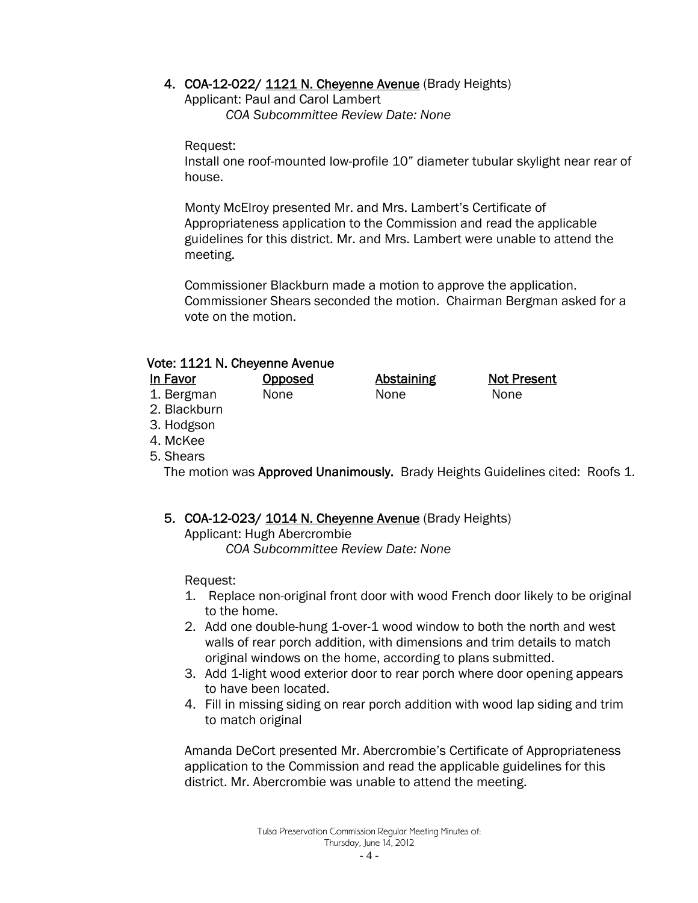4. **COA-12-022/ 1121 N. Cheyenne Avenue** (Brady Heights)
   Applicant: Paul and Carol Lambert
   *COA Subcommittee Review Date: None*

   Request:
   Install one roof-mounted low-profile 10" diameter tubular skylight near rear of house.

   Monty McElroy presented Mr. and Mrs. Lambert's Certificate of Appropriateness application to the Commission and read the applicable guidelines for this district. Mr. and Mrs. Lambert were unable to attend the meeting.

   Commissioner Blackburn made a motion to approve the application. Commissioner Shears seconded the motion. Chairman Bergman asked for a vote on the motion.

**Vote: 1121 N. Cheyenne Avenue**

| In Favor | Opposed | Abstaining | Not Present |
|---|---|---|---|
| 1. Bergman | None | None | None |
| 2. Blackburn | | | |
| 3. Hodgson | | | |
| 4. McKee | | | |
| 5. Shears | | | |

The motion was **Approved Unanimously.** Brady Heights Guidelines cited: Roofs 1.

5. **COA-12-023/ 1014 N. Cheyenne Avenue** (Brady Heights)
   Applicant: Hugh Abercrombie
   *COA Subcommittee Review Date: None*

   Request:
   1. Replace non-original front door with wood French door likely to be original to the home.
   2. Add one double-hung 1-over-1 wood window to both the north and west walls of rear porch addition, with dimensions and trim details to match original windows on the home, according to plans submitted.
   3. Add 1-light wood exterior door to rear porch where door opening appears to have been located.
   4. Fill in missing siding on rear porch addition with wood lap siding and trim to match original

   Amanda DeCort presented Mr. Abercrombie's Certificate of Appropriateness application to the Commission and read the applicable guidelines for this district. Mr. Abercrombie was unable to attend the meeting.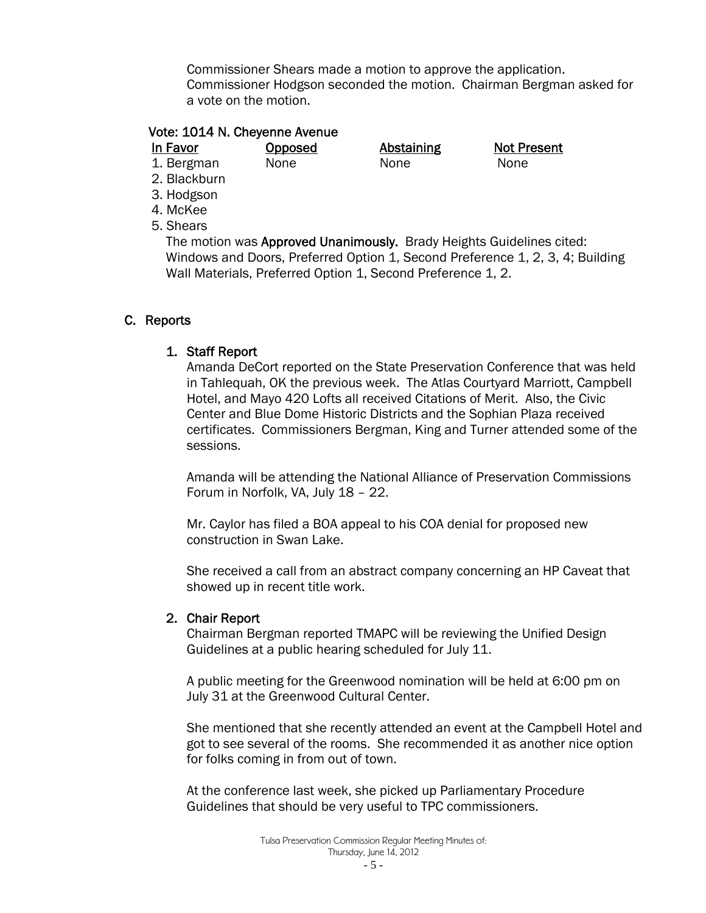Commissioner Shears made a motion to approve the application. Commissioner Hodgson seconded the motion. Chairman Bergman asked for a vote on the motion.

**Vote: 1014 N. Cheyenne Avenue**

| In Favor | Opposed | Abstaining | Not Present |
|---|---|---|---|
| 1. Bergman | None | None | None |
| 2. Blackburn | | | |
| 3. Hodgson | | | |
| 4. McKee | | | |
| 5. Shears | | | |

The motion was **Approved Unanimously.** Brady Heights Guidelines cited: Windows and Doors, Preferred Option 1, Second Preference 1, 2, 3, 4; Building Wall Materials, Preferred Option 1, Second Preference 1, 2.

## C. Reports

### 1. Staff Report

Amanda DeCort reported on the State Preservation Conference that was held in Tahlequah, OK the previous week. The Atlas Courtyard Marriott, Campbell Hotel, and Mayo 420 Lofts all received Citations of Merit. Also, the Civic Center and Blue Dome Historic Districts and the Sophian Plaza received certificates. Commissioners Bergman, King and Turner attended some of the sessions.

Amanda will be attending the National Alliance of Preservation Commissions Forum in Norfolk, VA, July 18 – 22.

Mr. Caylor has filed a BOA appeal to his COA denial for proposed new construction in Swan Lake.

She received a call from an abstract company concerning an HP Caveat that showed up in recent title work.

### 2. Chair Report

Chairman Bergman reported TMAPC will be reviewing the Unified Design Guidelines at a public hearing scheduled for July 11.

A public meeting for the Greenwood nomination will be held at 6:00 pm on July 31 at the Greenwood Cultural Center.

She mentioned that she recently attended an event at the Campbell Hotel and got to see several of the rooms. She recommended it as another nice option for folks coming in from out of town.

At the conference last week, she picked up Parliamentary Procedure Guidelines that should be very useful to TPC commissioners.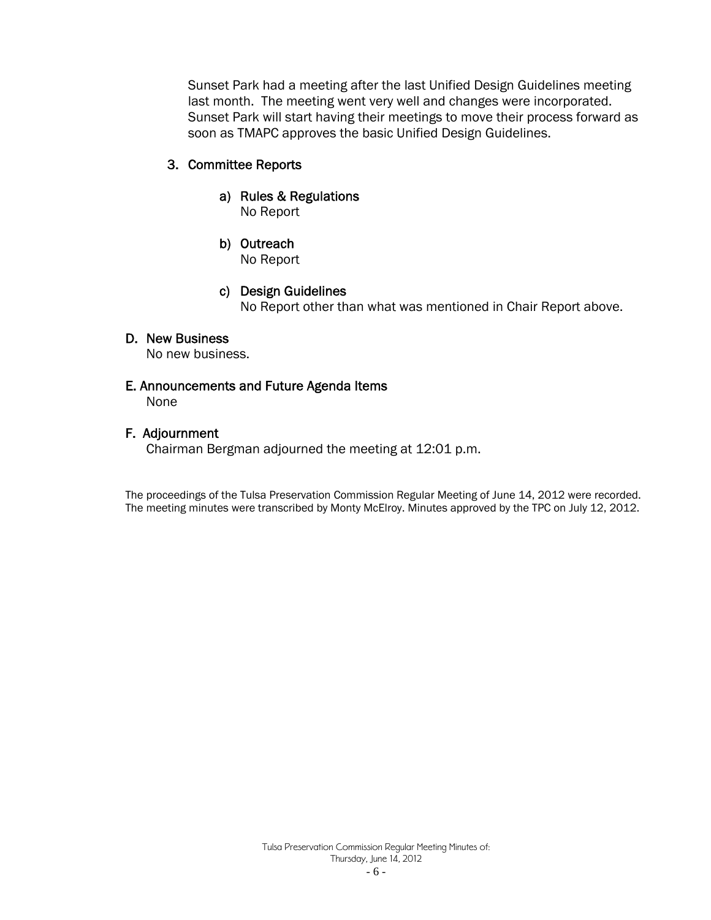Sunset Park had a meeting after the last Unified Design Guidelines meeting last month. The meeting went very well and changes were incorporated. Sunset Park will start having their meetings to move their process forward as soon as TMAPC approves the basic Unified Design Guidelines.

### 3. Committee Reports

#### a) Rules & Regulations
No Report

#### b) Outreach
No Report

#### c) Design Guidelines
No Report other than what was mentioned in Chair Report above.

## D. New Business
No new business.

## E. Announcements and Future Agenda Items
None

## F. Adjournment
Chairman Bergman adjourned the meeting at 12:01 p.m.

The proceedings of the Tulsa Preservation Commission Regular Meeting of June 14, 2012 were recorded. The meeting minutes were transcribed by Monty McElroy. Minutes approved by the TPC on July 12, 2012.